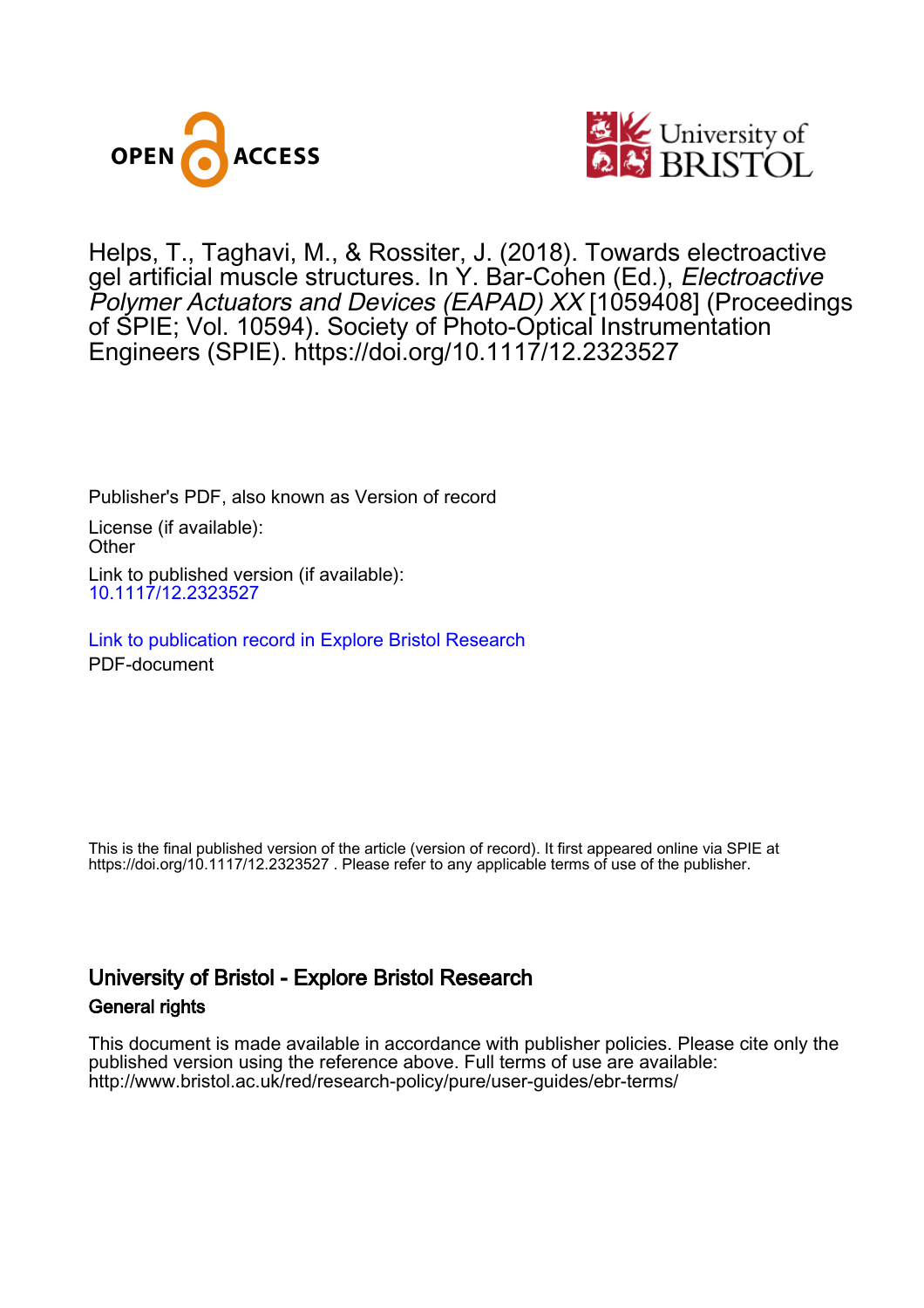Helps, T., Taghavi, M., & Rossiter, J. (2018). Towards electroactive gel artificial muscle structures. In Y. Bar-Cohen (Ed.), *Electroactive Polymer Actuators and Devices (EAPAD) XX* [1059408] (Proceedings of SPIE; Vol. 10594). Society of Photo-Optical Instrumentation Engineers (SPIE). https://doi.org/10.1117/12.2323527

Publisher's PDF, also known as Version of record

License (if available):
Other

Link to published version (if available):
10.1117/12.2323527

Link to publication record in Explore Bristol Research
PDF-document

This is the final published version of the article (version of record). It first appeared online via SPIE at https://doi.org/10.1117/12.2323527 . Please refer to any applicable terms of use of the publisher.

## University of Bristol - Explore Bristol Research

### General rights

This document is made available in accordance with publisher policies. Please cite only the published version using the reference above. Full terms of use are available: http://www.bristol.ac.uk/red/research-policy/pure/user-guides/ebr-terms/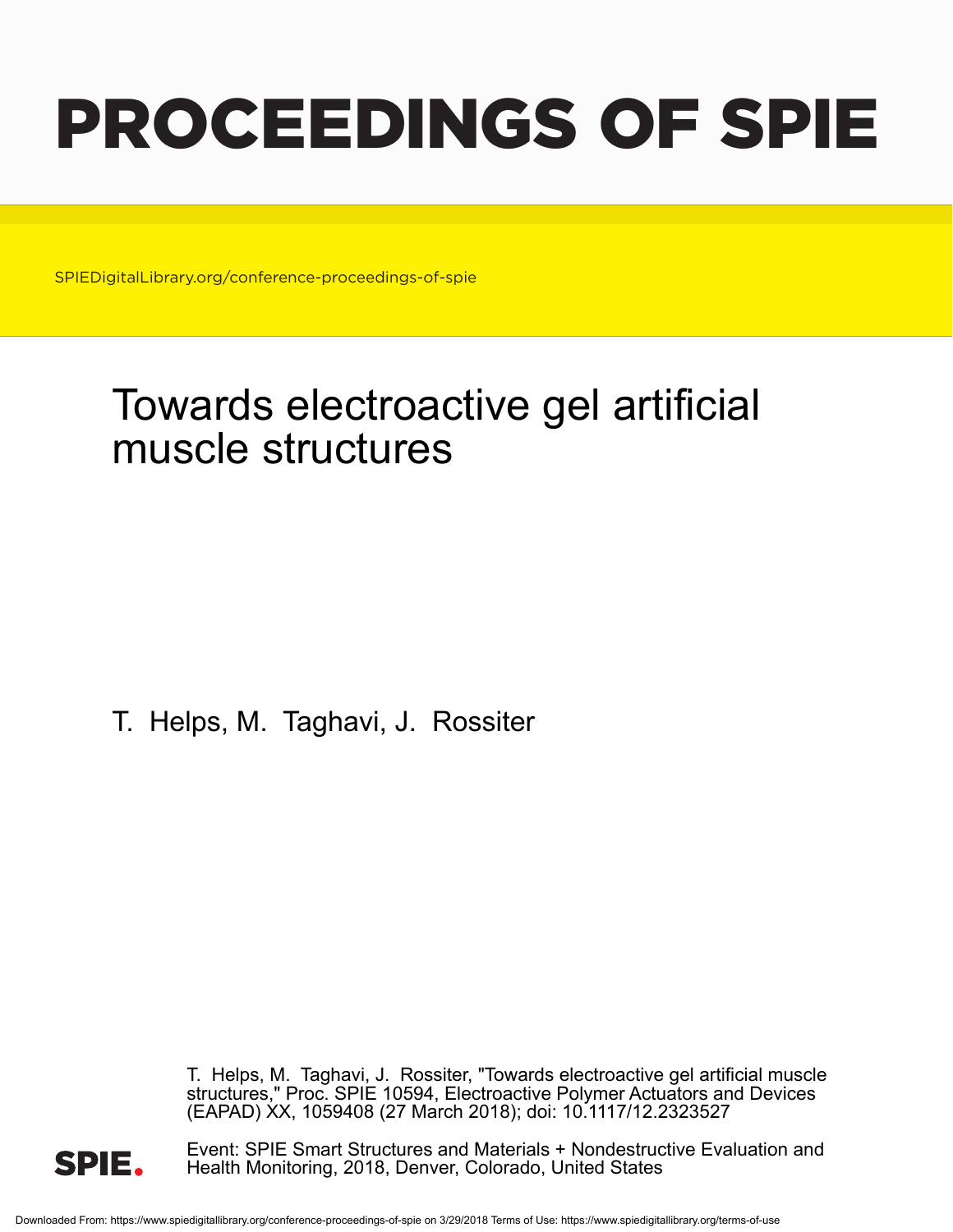# PROCEEDINGS OF SPIE

SPIEDigitalLibrary.org/conference-proceedings-of-spie

# Towards electroactive gel artificial muscle structures

T. Helps, M. Taghavi, J. Rossiter

T. Helps, M. Taghavi, J. Rossiter, "Towards electroactive gel artificial muscle structures," Proc. SPIE 10594, Electroactive Polymer Actuators and Devices (EAPAD) XX, 1059408 (27 March 2018); doi: 10.1117/12.2323527

Event: SPIE Smart Structures and Materials + Nondestructive Evaluation and Health Monitoring, 2018, Denver, Colorado, United States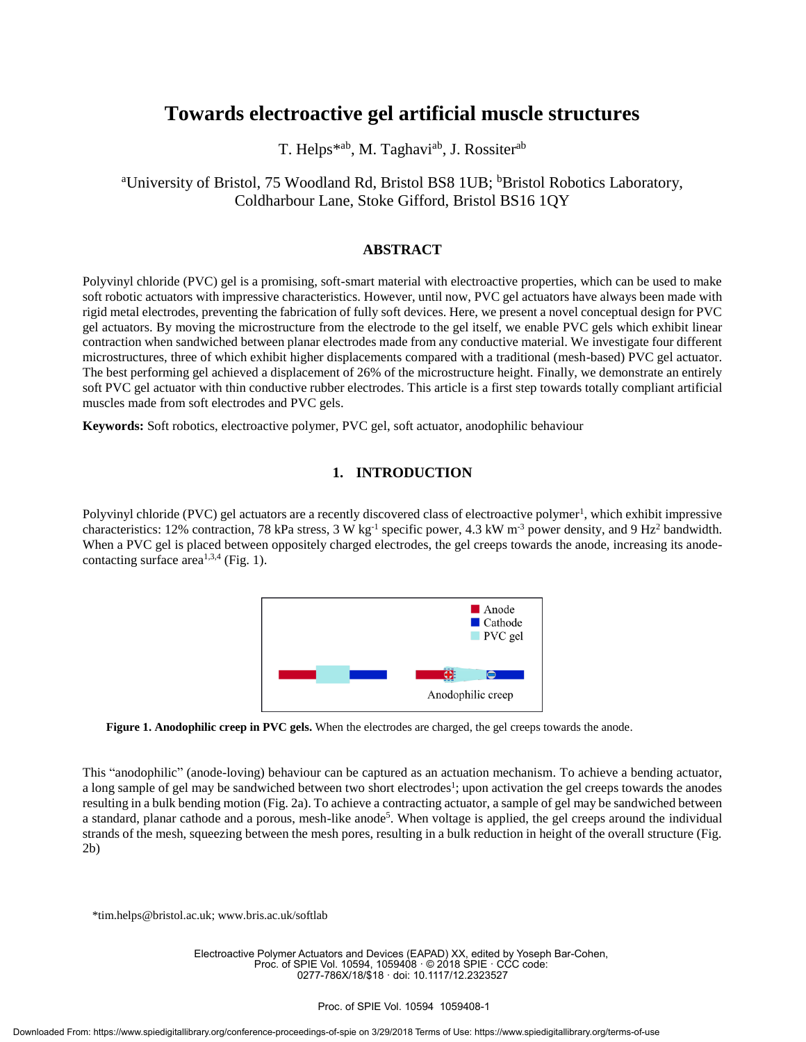# Towards electroactive gel artificial muscle structures

T. Helps*[ab], M. Taghavi[ab], J. Rossiter[ab]

[a]University of Bristol, 75 Woodland Rd, Bristol BS8 1UB; [b]Bristol Robotics Laboratory, Coldharbour Lane, Stoke Gifford, Bristol BS16 1QY

## ABSTRACT

Polyvinyl chloride (PVC) gel is a promising, soft-smart material with electroactive properties, which can be used to make soft robotic actuators with impressive characteristics. However, until now, PVC gel actuators have always been made with rigid metal electrodes, preventing the fabrication of fully soft devices. Here, we present a novel conceptual design for PVC gel actuators. By moving the microstructure from the electrode to the gel itself, we enable PVC gels which exhibit linear contraction when sandwiched between planar electrodes made from any conductive material. We investigate four different microstructures, three of which exhibit higher displacements compared with a traditional (mesh-based) PVC gel actuator. The best performing gel achieved a displacement of 26% of the microstructure height. Finally, we demonstrate an entirely soft PVC gel actuator with thin conductive rubber electrodes. This article is a first step towards totally compliant artificial muscles made from soft electrodes and PVC gels.

**Keywords:** Soft robotics, electroactive polymer, PVC gel, soft actuator, anodophilic behaviour

## 1. INTRODUCTION

Polyvinyl chloride (PVC) gel actuators are a recently discovered class of electroactive polymer[1], which exhibit impressive characteristics: 12% contraction, 78 kPa stress, 3 W kg$^{-1}$ specific power, 4.3 kW m$^{-3}$ power density, and 9 Hz[2] bandwidth. When a PVC gel is placed between oppositely charged electrodes, the gel creeps towards the anode, increasing its anode-contacting surface area[1,3,4] (Fig. 1).

**Figure 1. Anodophilic creep in PVC gels.** When the electrodes are charged, the gel creeps towards the anode.

This "anodophilic" (anode-loving) behaviour can be captured as an actuation mechanism. To achieve a bending actuator, a long sample of gel may be sandwiched between two short electrodes[1]; upon activation the gel creeps towards the anodes resulting in a bulk bending motion (Fig. 2a). To achieve a contracting actuator, a sample of gel may be sandwiched between a standard, planar cathode and a porous, mesh-like anode[5]. When voltage is applied, the gel creeps around the individual strands of the mesh, squeezing between the mesh pores, resulting in a bulk reduction in height of the overall structure (Fig. 2b)

*tim.helps@bristol.ac.uk; www.bris.ac.uk/softlab

Electroactive Polymer Actuators and Devices (EAPAD) XX, edited by Yoseph Bar-Cohen, Proc. of SPIE Vol. 10594, 1059408 · © 2018 SPIE · CCC code: 0277-786X/18/$18 · doi: 10.1117/12.2323527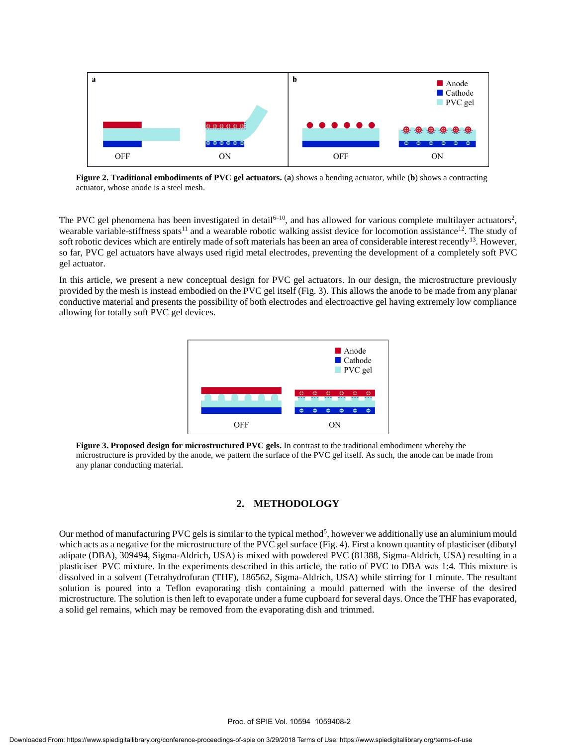**Figure 2. Traditional embodiments of PVC gel actuators.** (**a**) shows a bending actuator, while (**b**) shows a contracting actuator, whose anode is a steel mesh.

The PVC gel phenomena has been investigated in detail[6–10], and has allowed for various complete multilayer actuators[2], wearable variable-stiffness spats[11] and a wearable robotic walking assist device for locomotion assistance[12]. The study of soft robotic devices which are entirely made of soft materials has been an area of considerable interest recently[13]. However, so far, PVC gel actuators have always used rigid metal electrodes, preventing the development of a completely soft PVC gel actuator.

In this article, we present a new conceptual design for PVC gel actuators. In our design, the microstructure previously provided by the mesh is instead embodied on the PVC gel itself (Fig. 3). This allows the anode to be made from any planar conductive material and presents the possibility of both electrodes and electroactive gel having extremely low compliance allowing for totally soft PVC gel devices.

**Figure 3. Proposed design for microstructured PVC gels.** In contrast to the traditional embodiment whereby the microstructure is provided by the anode, we pattern the surface of the PVC gel itself. As such, the anode can be made from any planar conducting material.

## 2. METHODOLOGY

Our method of manufacturing PVC gels is similar to the typical method[5], however we additionally use an aluminium mould which acts as a negative for the microstructure of the PVC gel surface (Fig. 4). First a known quantity of plasticiser (dibutyl adipate (DBA), 309494, Sigma-Aldrich, USA) is mixed with powdered PVC (81388, Sigma-Aldrich, USA) resulting in a plasticiser–PVC mixture. In the experiments described in this article, the ratio of PVC to DBA was 1:4. This mixture is dissolved in a solvent (Tetrahydrofuran (THF), 186562, Sigma-Aldrich, USA) while stirring for 1 minute. The resultant solution is poured into a Teflon evaporating dish containing a mould patterned with the inverse of the desired microstructure. The solution is then left to evaporate under a fume cupboard for several days. Once the THF has evaporated, a solid gel remains, which may be removed from the evaporating dish and trimmed.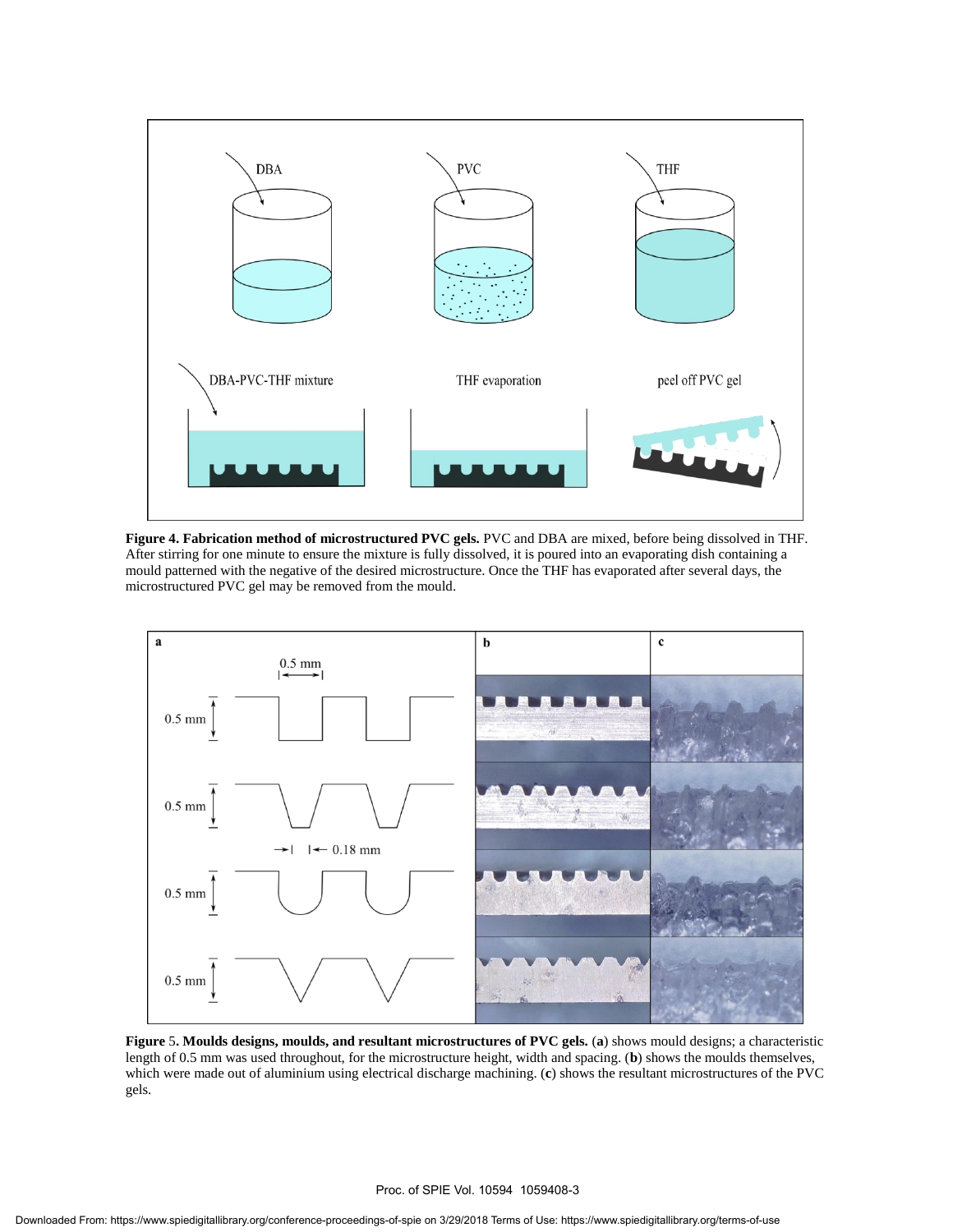**Figure 4. Fabrication method of microstructured PVC gels.** PVC and DBA are mixed, before being dissolved in THF. After stirring for one minute to ensure the mixture is fully dissolved, it is poured into an evaporating dish containing a mould patterned with the negative of the desired microstructure. Once the THF has evaporated after several days, the microstructured PVC gel may be removed from the mould.

**Figure 5. Moulds designs, moulds, and resultant microstructures of PVC gels.** (**a**) shows mould designs; a characteristic length of 0.5 mm was used throughout, for the microstructure height, width and spacing. (**b**) shows the moulds themselves, which were made out of aluminium using electrical discharge machining. (**c**) shows the resultant microstructures of the PVC gels.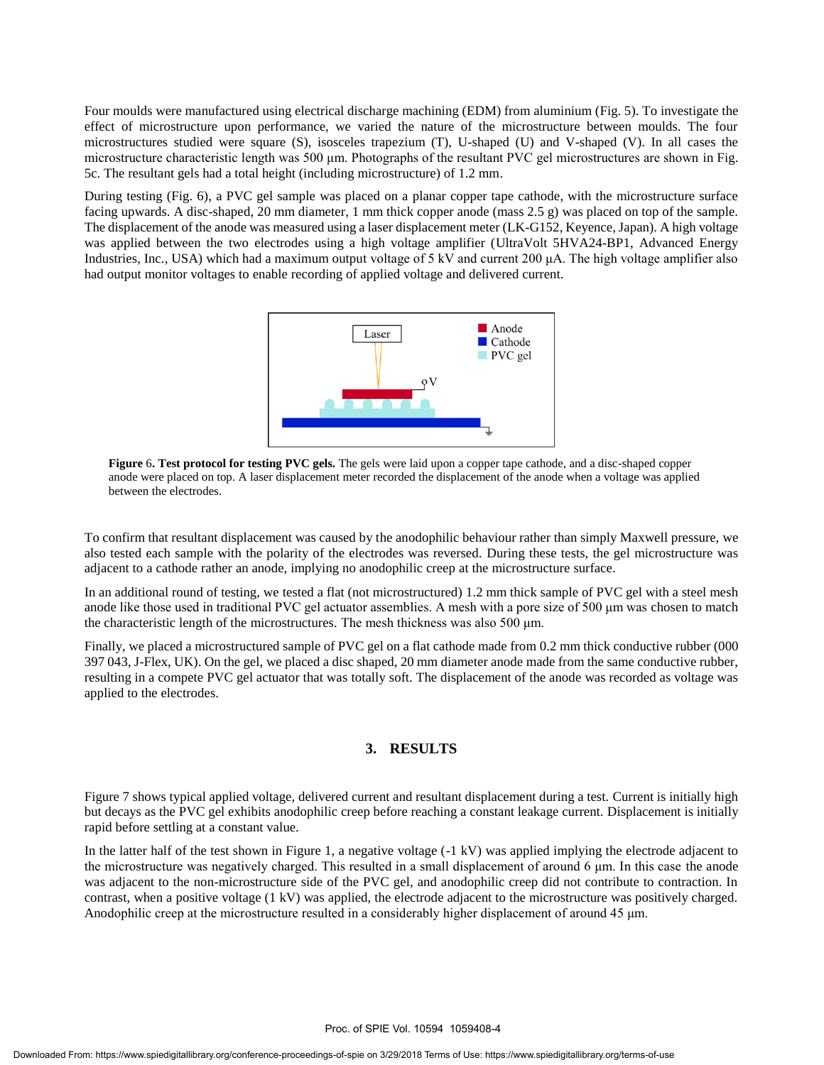Four moulds were manufactured using electrical discharge machining (EDM) from aluminium (Fig. 5). To investigate the effect of microstructure upon performance, we varied the nature of the microstructure between moulds. The four microstructures studied were square (S), isosceles trapezium (T), U-shaped (U) and V-shaped (V). In all cases the microstructure characteristic length was 500 µm. Photographs of the resultant PVC gel microstructures are shown in Fig. 5c. The resultant gels had a total height (including microstructure) of 1.2 mm.

During testing (Fig. 6), a PVC gel sample was placed on a planar copper tape cathode, with the microstructure surface facing upwards. A disc-shaped, 20 mm diameter, 1 mm thick copper anode (mass 2.5 g) was placed on top of the sample. The displacement of the anode was measured using a laser displacement meter (LK-G152, Keyence, Japan). A high voltage was applied between the two electrodes using a high voltage amplifier (UltraVolt 5HVA24-BP1, Advanced Energy Industries, Inc., USA) which had a maximum output voltage of 5 kV and current 200 µA. The high voltage amplifier also had output monitor voltages to enable recording of applied voltage and delivered current.

**Figure 6. Test protocol for testing PVC gels.** The gels were laid upon a copper tape cathode, and a disc-shaped copper anode were placed on top. A laser displacement meter recorded the displacement of the anode when a voltage was applied between the electrodes.

To confirm that resultant displacement was caused by the anodophilic behaviour rather than simply Maxwell pressure, we also tested each sample with the polarity of the electrodes was reversed. During these tests, the gel microstructure was adjacent to a cathode rather an anode, implying no anodophilic creep at the microstructure surface.

In an additional round of testing, we tested a flat (not microstructured) 1.2 mm thick sample of PVC gel with a steel mesh anode like those used in traditional PVC gel actuator assemblies. A mesh with a pore size of 500 µm was chosen to match the characteristic length of the microstructures. The mesh thickness was also 500 µm.

Finally, we placed a microstructured sample of PVC gel on a flat cathode made from 0.2 mm thick conductive rubber (000 397 043, J-Flex, UK). On the gel, we placed a disc shaped, 20 mm diameter anode made from the same conductive rubber, resulting in a compete PVC gel actuator that was totally soft. The displacement of the anode was recorded as voltage was applied to the electrodes.

## 3. RESULTS

Figure 7 shows typical applied voltage, delivered current and resultant displacement during a test. Current is initially high but decays as the PVC gel exhibits anodophilic creep before reaching a constant leakage current. Displacement is initially rapid before settling at a constant value.

In the latter half of the test shown in Figure 1, a negative voltage (-1 kV) was applied implying the electrode adjacent to the microstructure was negatively charged. This resulted in a small displacement of around 6 µm. In this case the anode was adjacent to the non-microstructure side of the PVC gel, and anodophilic creep did not contribute to contraction. In contrast, when a positive voltage (1 kV) was applied, the electrode adjacent to the microstructure was positively charged. Anodophilic creep at the microstructure resulted in a considerably higher displacement of around 45 µm.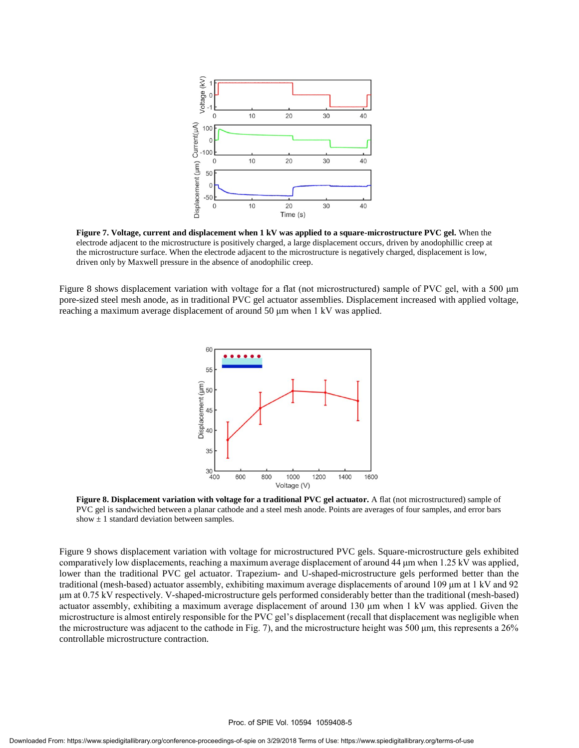**Figure 7. Voltage, current and displacement when 1 kV was applied to a square-microstructure PVC gel.** When the electrode adjacent to the microstructure is positively charged, a large displacement occurs, driven by anodophillic creep at the microstructure surface. When the electrode adjacent to the microstructure is negatively charged, displacement is low, driven only by Maxwell pressure in the absence of anodophilic creep.

Figure 8 shows displacement variation with voltage for a flat (not microstructured) sample of PVC gel, with a 500 μm pore-sized steel mesh anode, as in traditional PVC gel actuator assemblies. Displacement increased with applied voltage, reaching a maximum average displacement of around 50 μm when 1 kV was applied.

**Figure 8. Displacement variation with voltage for a traditional PVC gel actuator.** A flat (not microstructured) sample of PVC gel is sandwiched between a planar cathode and a steel mesh anode. Points are averages of four samples, and error bars show ± 1 standard deviation between samples.

Figure 9 shows displacement variation with voltage for microstructured PVC gels. Square-microstructure gels exhibited comparatively low displacements, reaching a maximum average displacement of around 44 μm when 1.25 kV was applied, lower than the traditional PVC gel actuator. Trapezium- and U-shaped-microstructure gels performed better than the traditional (mesh-based) actuator assembly, exhibiting maximum average displacements of around 109 μm at 1 kV and 92 μm at 0.75 kV respectively. V-shaped-microstructure gels performed considerably better than the traditional (mesh-based) actuator assembly, exhibiting a maximum average displacement of around 130 μm when 1 kV was applied. Given the microstructure is almost entirely responsible for the PVC gel's displacement (recall that displacement was negligible when the electrode adjacent to the microstructure was adjacent to the cathode in Fig. 7), and the microstructure height was 500 μm, this represents a 26% controllable microstructure contraction.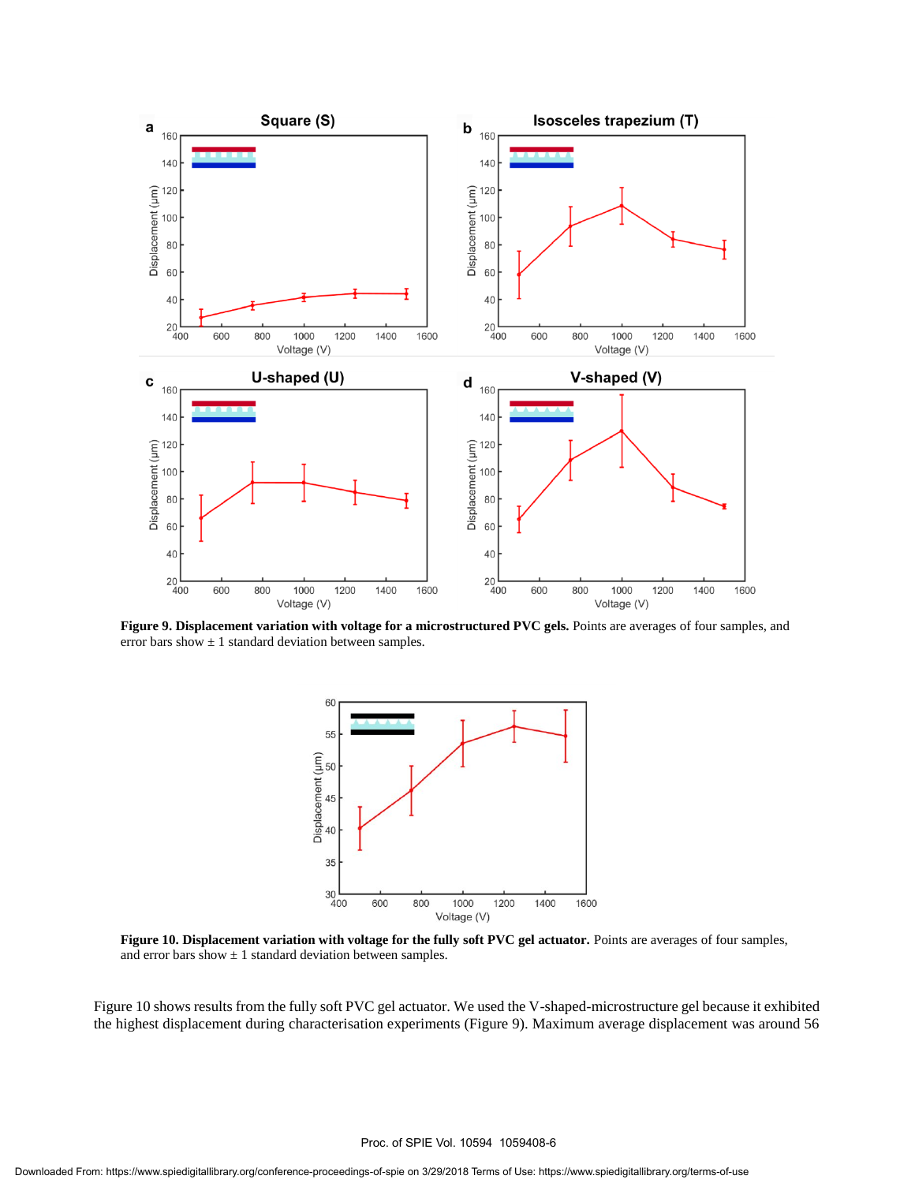**Figure 9. Displacement variation with voltage for a microstructured PVC gels.** Points are averages of four samples, and error bars show ± 1 standard deviation between samples.

**Figure 10. Displacement variation with voltage for the fully soft PVC gel actuator.** Points are averages of four samples, and error bars show ± 1 standard deviation between samples.

Figure 10 shows results from the fully soft PVC gel actuator. We used the V-shaped-microstructure gel because it exhibited the highest displacement during characterisation experiments (Figure 9). Maximum average displacement was around 56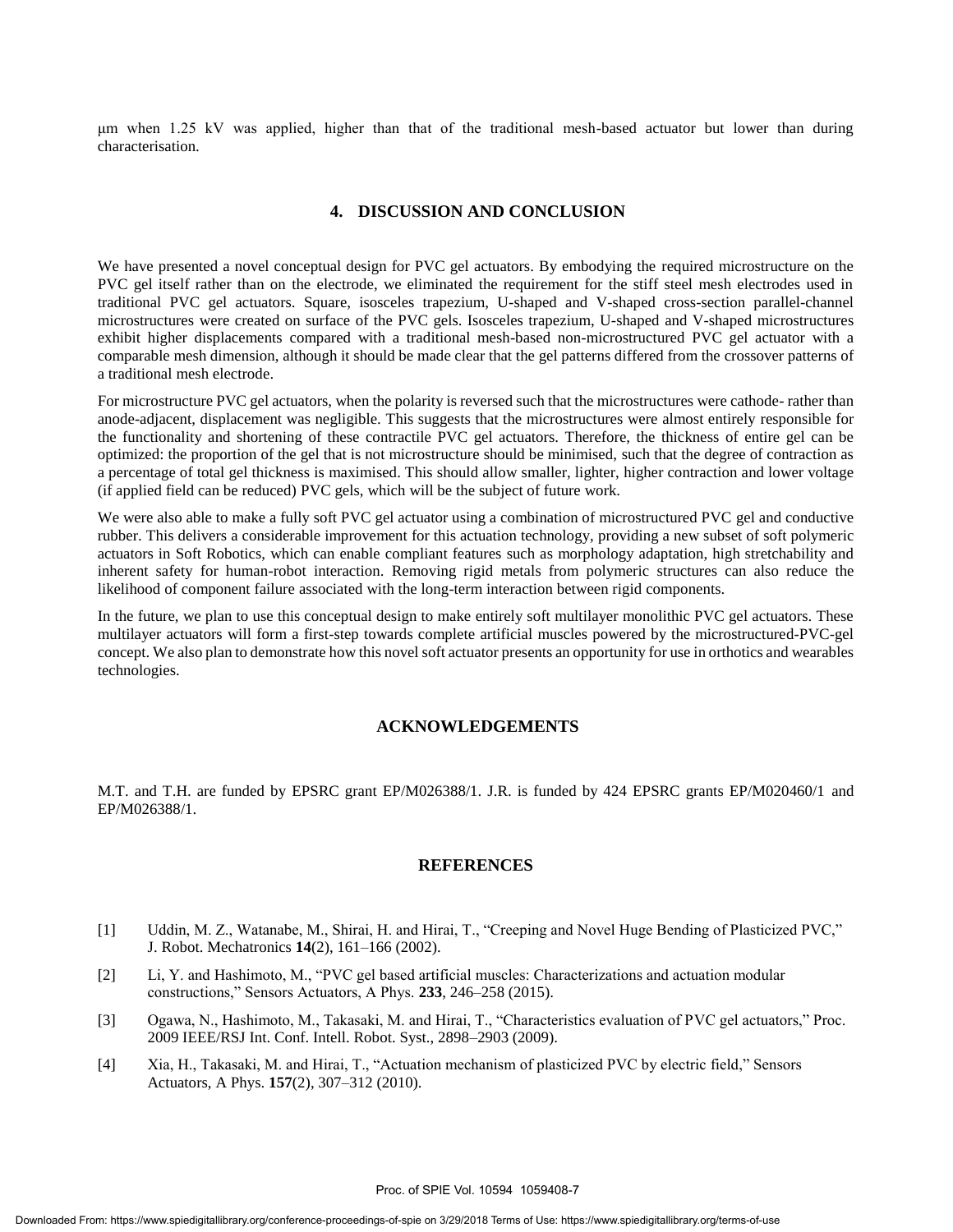μm when 1.25 kV was applied, higher than that of the traditional mesh-based actuator but lower than during characterisation.

## 4. DISCUSSION AND CONCLUSION

We have presented a novel conceptual design for PVC gel actuators. By embodying the required microstructure on the PVC gel itself rather than on the electrode, we eliminated the requirement for the stiff steel mesh electrodes used in traditional PVC gel actuators. Square, isosceles trapezium, U-shaped and V-shaped cross-section parallel-channel microstructures were created on surface of the PVC gels. Isosceles trapezium, U-shaped and V-shaped microstructures exhibit higher displacements compared with a traditional mesh-based non-microstructured PVC gel actuator with a comparable mesh dimension, although it should be made clear that the gel patterns differed from the crossover patterns of a traditional mesh electrode.

For microstructure PVC gel actuators, when the polarity is reversed such that the microstructures were cathode- rather than anode-adjacent, displacement was negligible. This suggests that the microstructures were almost entirely responsible for the functionality and shortening of these contractile PVC gel actuators. Therefore, the thickness of entire gel can be optimized: the proportion of the gel that is not microstructure should be minimised, such that the degree of contraction as a percentage of total gel thickness is maximised. This should allow smaller, lighter, higher contraction and lower voltage (if applied field can be reduced) PVC gels, which will be the subject of future work.

We were also able to make a fully soft PVC gel actuator using a combination of microstructured PVC gel and conductive rubber. This delivers a considerable improvement for this actuation technology, providing a new subset of soft polymeric actuators in Soft Robotics, which can enable compliant features such as morphology adaptation, high stretchability and inherent safety for human-robot interaction. Removing rigid metals from polymeric structures can also reduce the likelihood of component failure associated with the long-term interaction between rigid components.

In the future, we plan to use this conceptual design to make entirely soft multilayer monolithic PVC gel actuators. These multilayer actuators will form a first-step towards complete artificial muscles powered by the microstructured-PVC-gel concept. We also plan to demonstrate how this novel soft actuator presents an opportunity for use in orthotics and wearables technologies.

## ACKNOWLEDGEMENTS

M.T. and T.H. are funded by EPSRC grant EP/M026388/1. J.R. is funded by 424 EPSRC grants EP/M020460/1 and EP/M026388/1.

## REFERENCES

[1] Uddin, M. Z., Watanabe, M., Shirai, H. and Hirai, T., "Creeping and Novel Huge Bending of Plasticized PVC," J. Robot. Mechatronics **14**(2), 161–166 (2002).

[2] Li, Y. and Hashimoto, M., "PVC gel based artificial muscles: Characterizations and actuation modular constructions," Sensors Actuators, A Phys. **233**, 246–258 (2015).

[3] Ogawa, N., Hashimoto, M., Takasaki, M. and Hirai, T., "Characteristics evaluation of PVC gel actuators," Proc. 2009 IEEE/RSJ Int. Conf. Intell. Robot. Syst., 2898–2903 (2009).

[4] Xia, H., Takasaki, M. and Hirai, T., "Actuation mechanism of plasticized PVC by electric field," Sensors Actuators, A Phys. **157**(2), 307–312 (2010).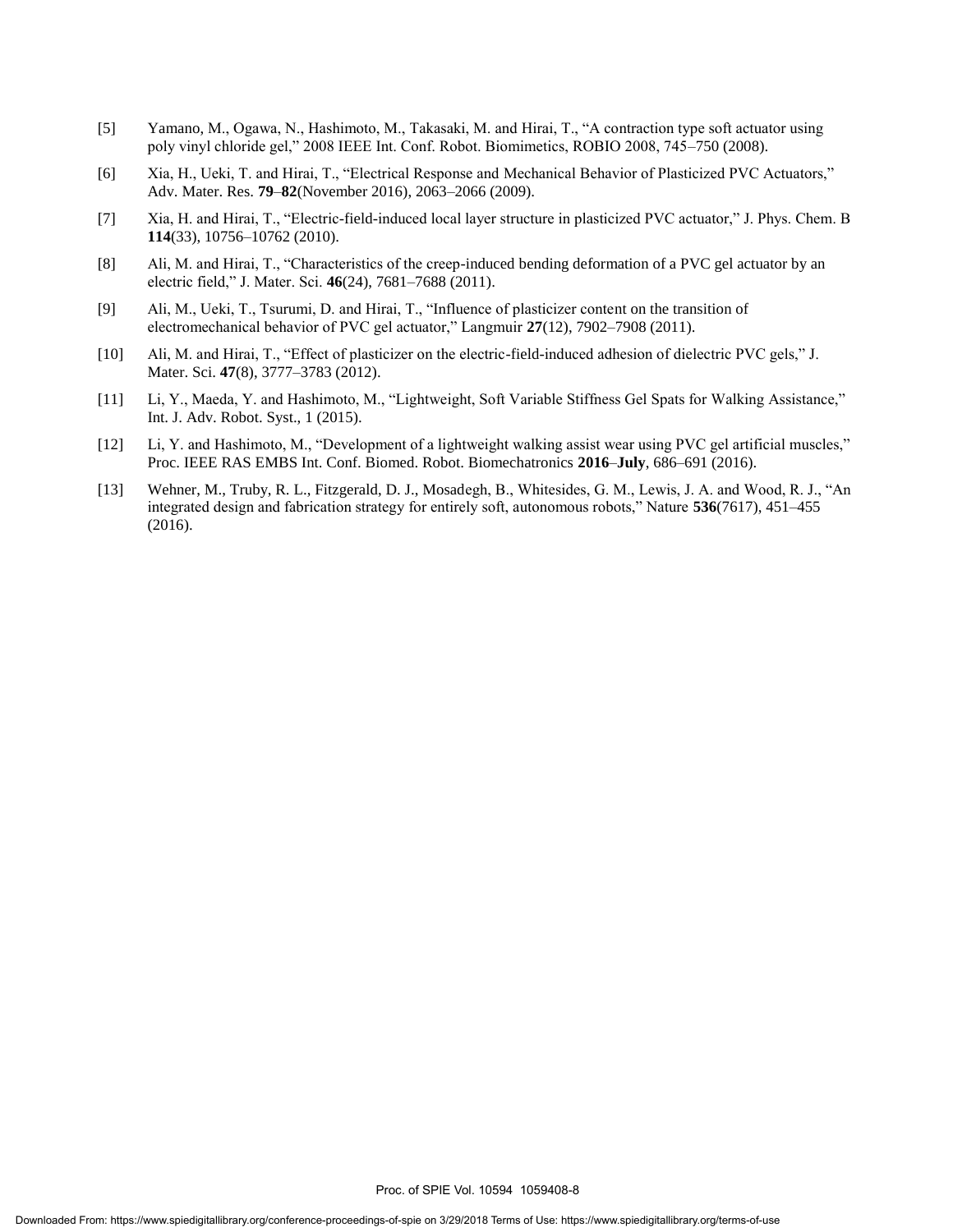[5] Yamano, M., Ogawa, N., Hashimoto, M., Takasaki, M. and Hirai, T., "A contraction type soft actuator using poly vinyl chloride gel," 2008 IEEE Int. Conf. Robot. Biomimetics, ROBIO 2008, 745–750 (2008).

[6] Xia, H., Ueki, T. and Hirai, T., "Electrical Response and Mechanical Behavior of Plasticized PVC Actuators," Adv. Mater. Res. **79**–**82**(November 2016), 2063–2066 (2009).

[7] Xia, H. and Hirai, T., "Electric-field-induced local layer structure in plasticized PVC actuator," J. Phys. Chem. B **114**(33), 10756–10762 (2010).

[8] Ali, M. and Hirai, T., "Characteristics of the creep-induced bending deformation of a PVC gel actuator by an electric field," J. Mater. Sci. **46**(24), 7681–7688 (2011).

[9] Ali, M., Ueki, T., Tsurumi, D. and Hirai, T., "Influence of plasticizer content on the transition of electromechanical behavior of PVC gel actuator," Langmuir **27**(12), 7902–7908 (2011).

[10] Ali, M. and Hirai, T., "Effect of plasticizer on the electric-field-induced adhesion of dielectric PVC gels," J. Mater. Sci. **47**(8), 3777–3783 (2012).

[11] Li, Y., Maeda, Y. and Hashimoto, M., "Lightweight, Soft Variable Stiffness Gel Spats for Walking Assistance," Int. J. Adv. Robot. Syst., 1 (2015).

[12] Li, Y. and Hashimoto, M., "Development of a lightweight walking assist wear using PVC gel artificial muscles," Proc. IEEE RAS EMBS Int. Conf. Biomed. Robot. Biomechatronics **2016**–**July**, 686–691 (2016).

[13] Wehner, M., Truby, R. L., Fitzgerald, D. J., Mosadegh, B., Whitesides, G. M., Lewis, J. A. and Wood, R. J., "An integrated design and fabrication strategy for entirely soft, autonomous robots," Nature **536**(7617), 451–455 (2016).